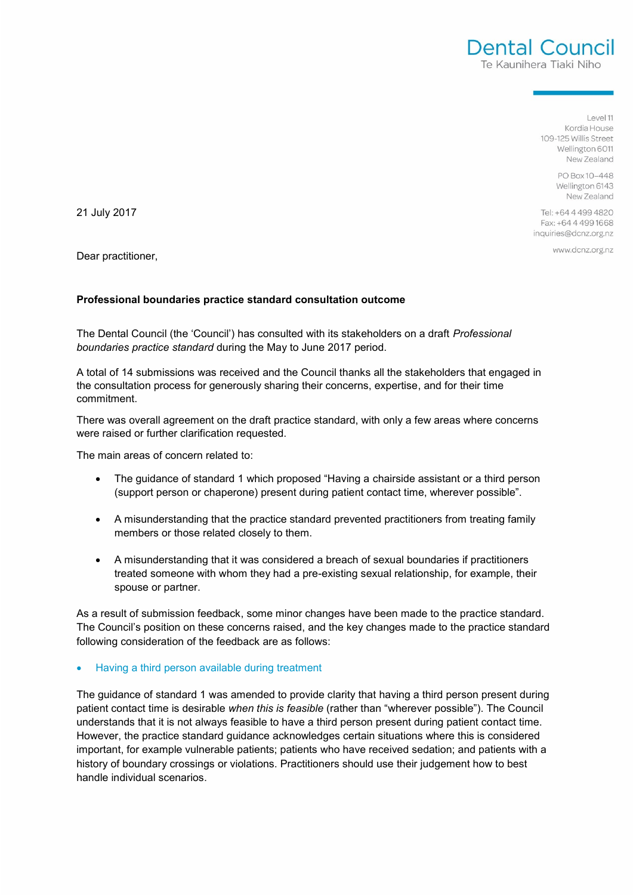Dental Council
Te Kaunihera Tiaki Niho

Level 11
Kordia House
109-125 Willis Street
Wellington 6011
New Zealand

PO Box 10–448
Wellington 6143
New Zealand

Tel: +64 4 499 4820
Fax: +64 4 499 1668
inquiries@dcnz.org.nz

www.dcnz.org.nz

21 July 2017

Dear practitioner,

**Professional boundaries practice standard consultation outcome**

The Dental Council (the 'Council') has consulted with its stakeholders on a draft *Professional boundaries practice standard* during the May to June 2017 period.

A total of 14 submissions was received and the Council thanks all the stakeholders that engaged in the consultation process for generously sharing their concerns, expertise, and for their time commitment.

There was overall agreement on the draft practice standard, with only a few areas where concerns were raised or further clarification requested.

The main areas of concern related to:

- The guidance of standard 1 which proposed "Having a chairside assistant or a third person (support person or chaperone) present during patient contact time, wherever possible".
- A misunderstanding that the practice standard prevented practitioners from treating family members or those related closely to them.
- A misunderstanding that it was considered a breach of sexual boundaries if practitioners treated someone with whom they had a pre-existing sexual relationship, for example, their spouse or partner.

As a result of submission feedback, some minor changes have been made to the practice standard. The Council's position on these concerns raised, and the key changes made to the practice standard following consideration of the feedback are as follows:

- Having a third person available during treatment

The guidance of standard 1 was amended to provide clarity that having a third person present during patient contact time is desirable *when this is feasible* (rather than "wherever possible"). The Council understands that it is not always feasible to have a third person present during patient contact time. However, the practice standard guidance acknowledges certain situations where this is considered important, for example vulnerable patients; patients who have received sedation; and patients with a history of boundary crossings or violations. Practitioners should use their judgement how to best handle individual scenarios.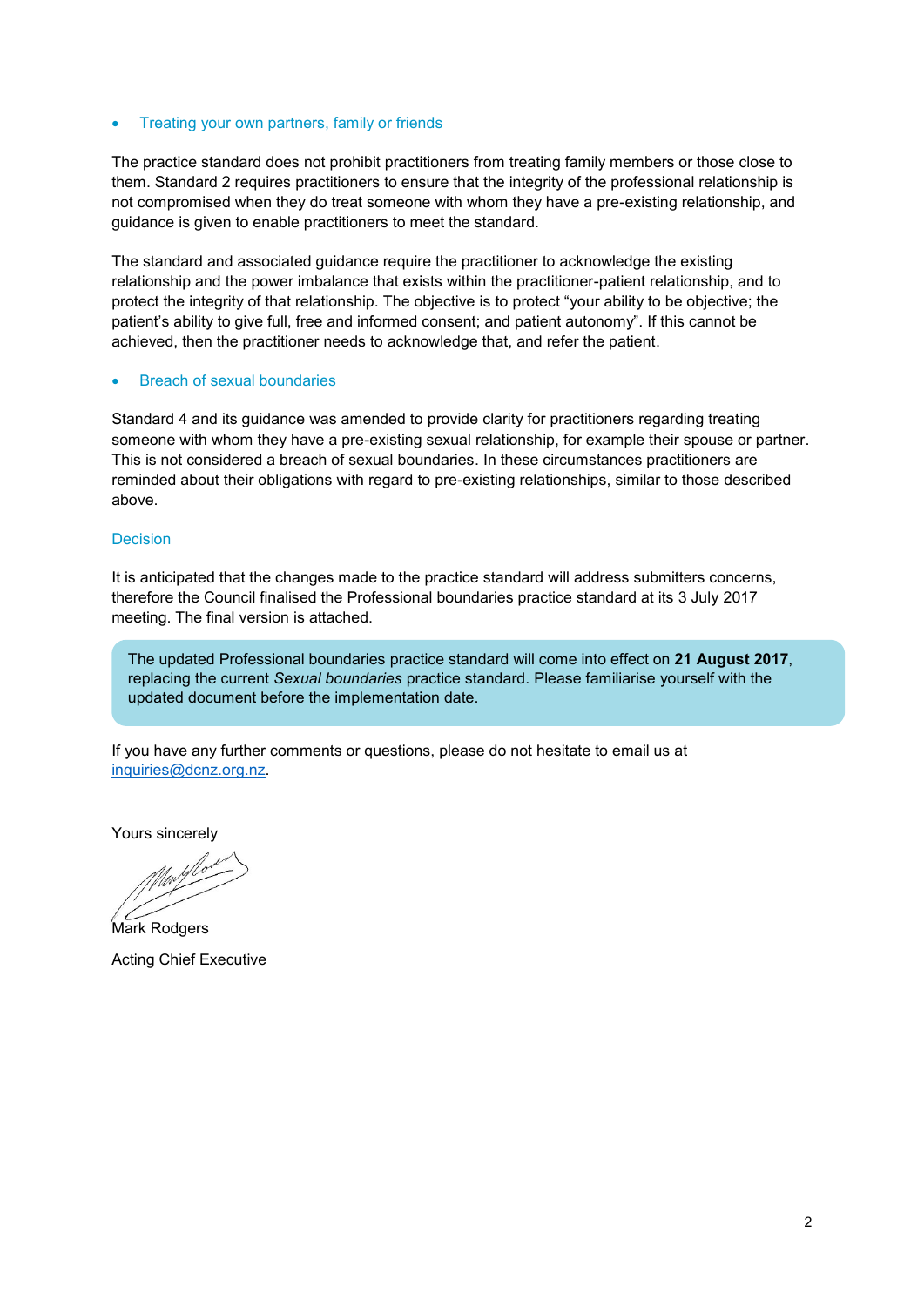- Treating your own partners, family or friends

The practice standard does not prohibit practitioners from treating family members or those close to them. Standard 2 requires practitioners to ensure that the integrity of the professional relationship is not compromised when they do treat someone with whom they have a pre-existing relationship, and guidance is given to enable practitioners to meet the standard.

The standard and associated guidance require the practitioner to acknowledge the existing relationship and the power imbalance that exists within the practitioner-patient relationship, and to protect the integrity of that relationship. The objective is to protect "your ability to be objective; the patient's ability to give full, free and informed consent; and patient autonomy". If this cannot be achieved, then the practitioner needs to acknowledge that, and refer the patient.

- Breach of sexual boundaries

Standard 4 and its guidance was amended to provide clarity for practitioners regarding treating someone with whom they have a pre-existing sexual relationship, for example their spouse or partner. This is not considered a breach of sexual boundaries. In these circumstances practitioners are reminded about their obligations with regard to pre-existing relationships, similar to those described above.

## Decision

It is anticipated that the changes made to the practice standard will address submitters concerns, therefore the Council finalised the Professional boundaries practice standard at its 3 July 2017 meeting. The final version is attached.

The updated Professional boundaries practice standard will come into effect on **21 August 2017**, replacing the current *Sexual boundaries* practice standard. Please familiarise yourself with the updated document before the implementation date.

If you have any further comments or questions, please do not hesitate to email us at inquiries@dcnz.org.nz.

Yours sincerely

Mark Rodgers

Acting Chief Executive